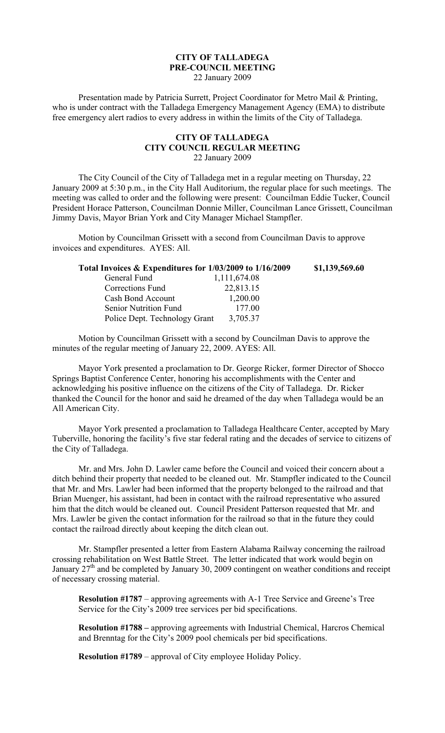**CITY OF TALLADEGA**
**PRE-COUNCIL MEETING**
22 January 2009

Presentation made by Patricia Surrett, Project Coordinator for Metro Mail & Printing, who is under contract with the Talladega Emergency Management Agency (EMA) to distribute free emergency alert radios to every address in within the limits of the City of Talladega.

**CITY OF TALLADEGA**
**CITY COUNCIL REGULAR MEETING**
22 January 2009

The City Council of the City of Talladega met in a regular meeting on Thursday, 22 January 2009 at 5:30 p.m., in the City Hall Auditorium, the regular place for such meetings. The meeting was called to order and the following were present: Councilman Eddie Tucker, Council President Horace Patterson, Councilman Donnie Miller, Councilman Lance Grissett, Councilman Jimmy Davis, Mayor Brian York and City Manager Michael Stampfler.

Motion by Councilman Grissett with a second from Councilman Davis to approve invoices and expenditures. AYES: All.

| **Total Invoices & Expenditures for 1/03/2009 to 1/16/2009** | | **\$1,139,569.60** |
|---|---|---|
| General Fund | 1,111,674.08 | |
| Corrections Fund | 22,813.15 | |
| Cash Bond Account | 1,200.00 | |
| Senior Nutrition Fund | 177.00 | |
| Police Dept. Technology Grant | 3,705.37 | |

Motion by Councilman Grissett with a second by Councilman Davis to approve the minutes of the regular meeting of January 22, 2009. AYES: All.

Mayor York presented a proclamation to Dr. George Ricker, former Director of Shocco Springs Baptist Conference Center, honoring his accomplishments with the Center and acknowledging his positive influence on the citizens of the City of Talladega. Dr. Ricker thanked the Council for the honor and said he dreamed of the day when Talladega would be an All American City.

Mayor York presented a proclamation to Talladega Healthcare Center, accepted by Mary Tuberville, honoring the facility's five star federal rating and the decades of service to citizens of the City of Talladega.

Mr. and Mrs. John D. Lawler came before the Council and voiced their concern about a ditch behind their property that needed to be cleaned out. Mr. Stampfler indicated to the Council that Mr. and Mrs. Lawler had been informed that the property belonged to the railroad and that Brian Muenger, his assistant, had been in contact with the railroad representative who assured him that the ditch would be cleaned out. Council President Patterson requested that Mr. and Mrs. Lawler be given the contact information for the railroad so that in the future they could contact the railroad directly about keeping the ditch clean out.

Mr. Stampfler presented a letter from Eastern Alabama Railway concerning the railroad crossing rehabilitation on West Battle Street. The letter indicated that work would begin on January 27th and be completed by January 30, 2009 contingent on weather conditions and receipt of necessary crossing material.

**Resolution #1787** – approving agreements with A-1 Tree Service and Greene's Tree Service for the City's 2009 tree services per bid specifications.

**Resolution #1788 –** approving agreements with Industrial Chemical, Harcros Chemical and Brenntag for the City's 2009 pool chemicals per bid specifications.

**Resolution #1789** – approval of City employee Holiday Policy.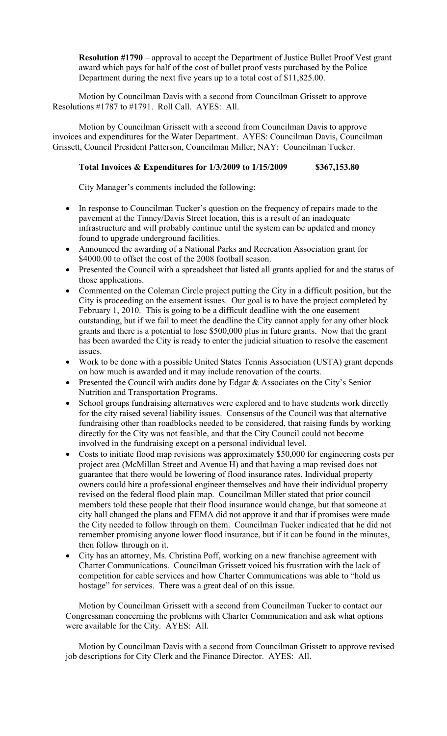**Resolution #1790** – approval to accept the Department of Justice Bullet Proof Vest grant award which pays for half of the cost of bullet proof vests purchased by the Police Department during the next five years up to a total cost of $11,825.00.

Motion by Councilman Davis with a second from Councilman Grissett to approve Resolutions #1787 to #1791. Roll Call. AYES: All.

Motion by Councilman Grissett with a second from Councilman Davis to approve invoices and expenditures for the Water Department. AYES: Councilman Davis, Councilman Grissett, Council President Patterson, Councilman Miller; NAY: Councilman Tucker.

**Total Invoices & Expenditures for 1/3/2009 to 1/15/2009 $367,153.80**

City Manager's comments included the following:

- In response to Councilman Tucker's question on the frequency of repairs made to the pavement at the Tinney/Davis Street location, this is a result of an inadequate infrastructure and will probably continue until the system can be updated and money found to upgrade underground facilities.
- Announced the awarding of a National Parks and Recreation Association grant for $4000.00 to offset the cost of the 2008 football season.
- Presented the Council with a spreadsheet that listed all grants applied for and the status of those applications.
- Commented on the Coleman Circle project putting the City in a difficult position, but the City is proceeding on the easement issues. Our goal is to have the project completed by February 1, 2010. This is going to be a difficult deadline with the one easement outstanding, but if we fail to meet the deadline the City cannot apply for any other block grants and there is a potential to lose $500,000 plus in future grants. Now that the grant has been awarded the City is ready to enter the judicial situation to resolve the easement issues.
- Work to be done with a possible United States Tennis Association (USTA) grant depends on how much is awarded and it may include renovation of the courts.
- Presented the Council with audits done by Edgar & Associates on the City's Senior Nutrition and Transportation Programs.
- School groups fundraising alternatives were explored and to have students work directly for the city raised several liability issues. Consensus of the Council was that alternative fundraising other than roadblocks needed to be considered, that raising funds by working directly for the City was not feasible, and that the City Council could not become involved in the fundraising except on a personal individual level.
- Costs to initiate flood map revisions was approximately $50,000 for engineering costs per project area (McMillan Street and Avenue H) and that having a map revised does not guarantee that there would be lowering of flood insurance rates. Individual property owners could hire a professional engineer themselves and have their individual property revised on the federal flood plain map. Councilman Miller stated that prior council members told these people that their flood insurance would change, but that someone at city hall changed the plans and FEMA did not approve it and that if promises were made the City needed to follow through on them. Councilman Tucker indicated that he did not remember promising anyone lower flood insurance, but if it can be found in the minutes, then follow through on it.
- City has an attorney, Ms. Christina Poff, working on a new franchise agreement with Charter Communications. Councilman Grissett voiced his frustration with the lack of competition for cable services and how Charter Communications was able to "hold us hostage" for services. There was a great deal of on this issue.

Motion by Councilman Grissett with a second from Councilman Tucker to contact our Congressman concerning the problems with Charter Communication and ask what options were available for the City. AYES: All.

Motion by Councilman Davis with a second from Councilman Grissett to approve revised job descriptions for City Clerk and the Finance Director. AYES: All.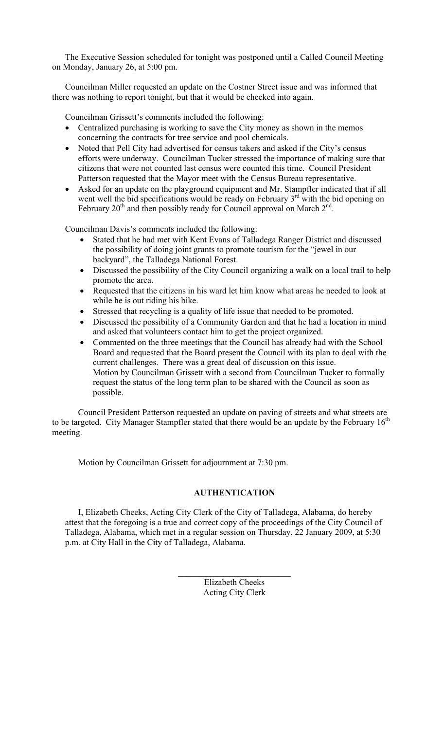The Executive Session scheduled for tonight was postponed until a Called Council Meeting on Monday, January 26, at 5:00 pm.

Councilman Miller requested an update on the Costner Street issue and was informed that there was nothing to report tonight, but that it would be checked into again.

Councilman Grissett's comments included the following:

- Centralized purchasing is working to save the City money as shown in the memos concerning the contracts for tree service and pool chemicals.
- Noted that Pell City had advertised for census takers and asked if the City's census efforts were underway. Councilman Tucker stressed the importance of making sure that citizens that were not counted last census were counted this time. Council President Patterson requested that the Mayor meet with the Census Bureau representative.
- Asked for an update on the playground equipment and Mr. Stampfler indicated that if all went well the bid specifications would be ready on February 3rd with the bid opening on February 20th and then possibly ready for Council approval on March 2nd.

Councilman Davis's comments included the following:

- Stated that he had met with Kent Evans of Talladega Ranger District and discussed the possibility of doing joint grants to promote tourism for the "jewel in our backyard", the Talladega National Forest.
- Discussed the possibility of the City Council organizing a walk on a local trail to help promote the area.
- Requested that the citizens in his ward let him know what areas he needed to look at while he is out riding his bike.
- Stressed that recycling is a quality of life issue that needed to be promoted.
- Discussed the possibility of a Community Garden and that he had a location in mind and asked that volunteers contact him to get the project organized.
- Commented on the three meetings that the Council has already had with the School Board and requested that the Board present the Council with its plan to deal with the current challenges. There was a great deal of discussion on this issue.
  Motion by Councilman Grissett with a second from Councilman Tucker to formally request the status of the long term plan to be shared with the Council as soon as possible.

Council President Patterson requested an update on paving of streets and what streets are to be targeted. City Manager Stampfler stated that there would be an update by the February 16th meeting.

Motion by Councilman Grissett for adjournment at 7:30 pm.

## AUTHENTICATION

I, Elizabeth Cheeks, Acting City Clerk of the City of Talladega, Alabama, do hereby attest that the foregoing is a true and correct copy of the proceedings of the City Council of Talladega, Alabama, which met in a regular session on Thursday, 22 January 2009, at 5:30 p.m. at City Hall in the City of Talladega, Alabama.

\_\_\_\_\_\_\_\_\_\_\_\_\_\_\_\_\_\_\_\_\_\_\_\_\_\_\_

Elizabeth Cheeks
Acting City Clerk